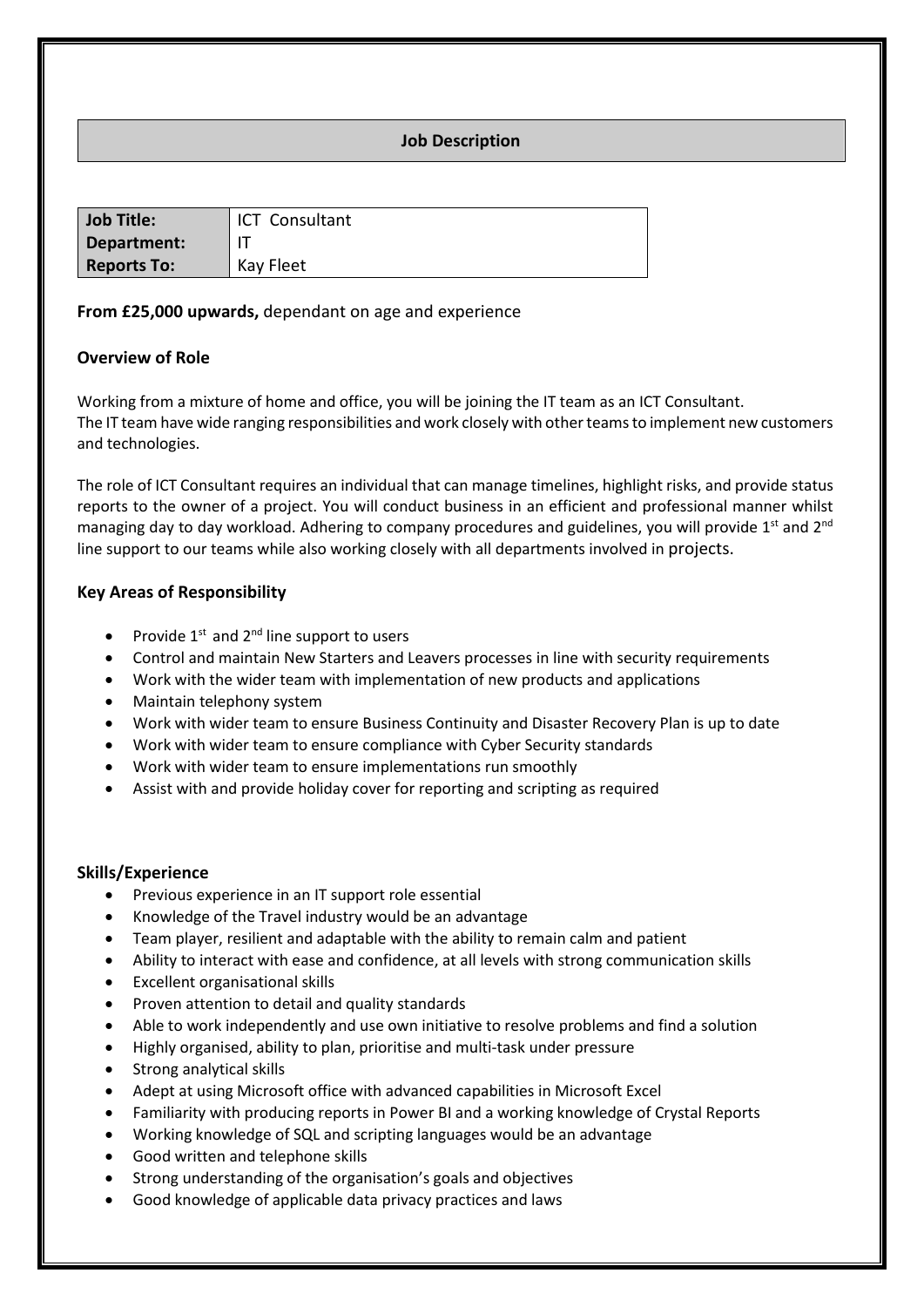# Job Description

| Job Title: | ICT Consultant |
|---|---|
| Department: | IT |
| Reports To: | Kay Fleet |

**From £25,000 upwards,** dependant on age and experience

### Overview of Role

Working from a mixture of home and office, you will be joining the IT team as an ICT Consultant.
The IT team have wide ranging responsibilities and work closely with other teams to implement new customers and technologies.

The role of ICT Consultant requires an individual that can manage timelines, highlight risks, and provide status reports to the owner of a project. You will conduct business in an efficient and professional manner whilst managing day to day workload. Adhering to company procedures and guidelines, you will provide 1st and 2nd line support to our teams while also working closely with all departments involved in projects.

### Key Areas of Responsibility

- Provide 1st and 2nd line support to users
- Control and maintain New Starters and Leavers processes in line with security requirements
- Work with the wider team with implementation of new products and applications
- Maintain telephony system
- Work with wider team to ensure Business Continuity and Disaster Recovery Plan is up to date
- Work with wider team to ensure compliance with Cyber Security standards
- Work with wider team to ensure implementations run smoothly
- Assist with and provide holiday cover for reporting and scripting as required

### Skills/Experience

- Previous experience in an IT support role essential
- Knowledge of the Travel industry would be an advantage
- Team player, resilient and adaptable with the ability to remain calm and patient
- Ability to interact with ease and confidence, at all levels with strong communication skills
- Excellent organisational skills
- Proven attention to detail and quality standards
- Able to work independently and use own initiative to resolve problems and find a solution
- Highly organised, ability to plan, prioritise and multi-task under pressure
- Strong analytical skills
- Adept at using Microsoft office with advanced capabilities in Microsoft Excel
- Familiarity with producing reports in Power BI and a working knowledge of Crystal Reports
- Working knowledge of SQL and scripting languages would be an advantage
- Good written and telephone skills
- Strong understanding of the organisation's goals and objectives
- Good knowledge of applicable data privacy practices and laws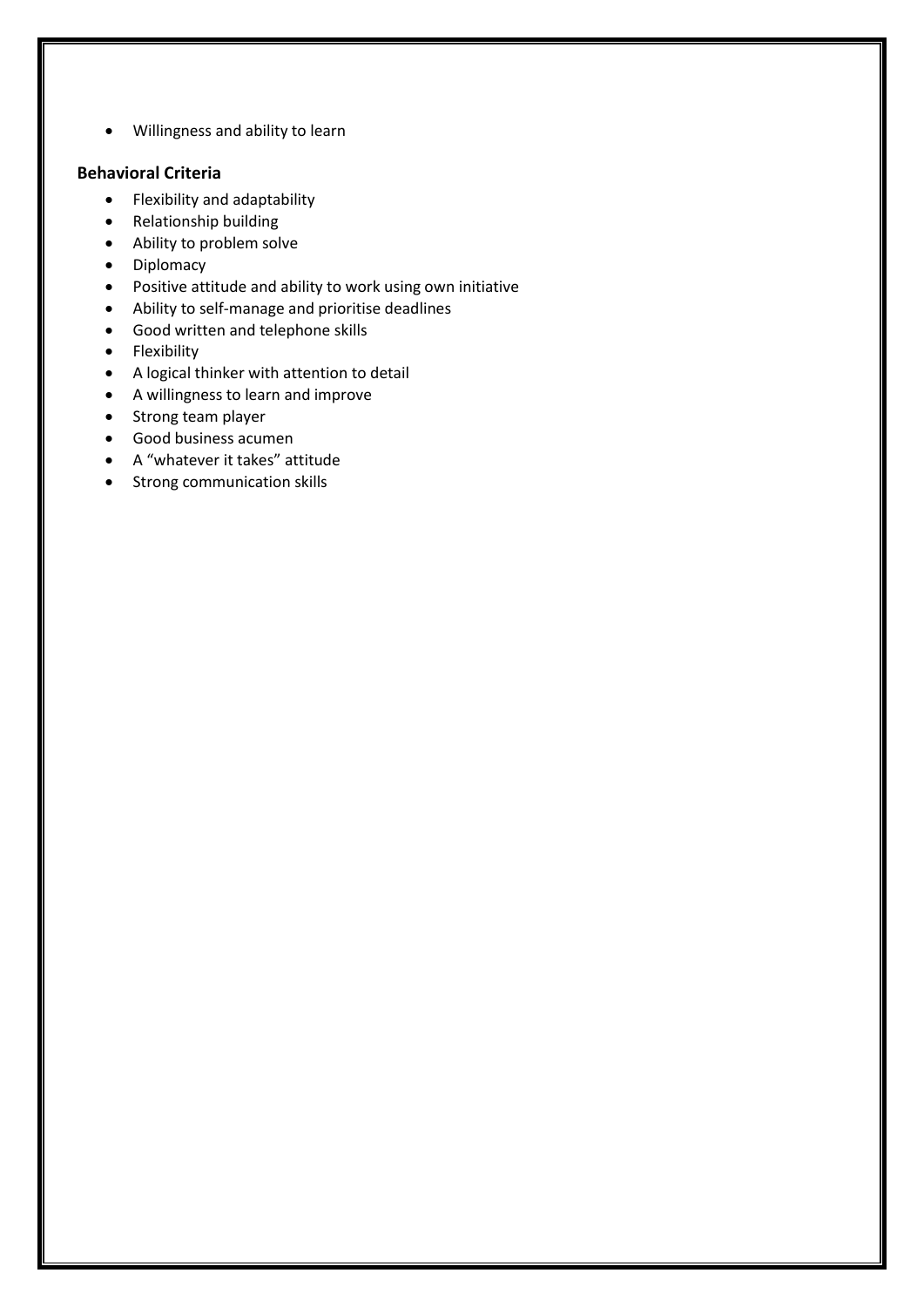- Willingness and ability to learn

### Behavioral Criteria

- Flexibility and adaptability
- Relationship building
- Ability to problem solve
- Diplomacy
- Positive attitude and ability to work using own initiative
- Ability to self-manage and prioritise deadlines
- Good written and telephone skills
- Flexibility
- A logical thinker with attention to detail
- A willingness to learn and improve
- Strong team player
- Good business acumen
- A "whatever it takes" attitude
- Strong communication skills